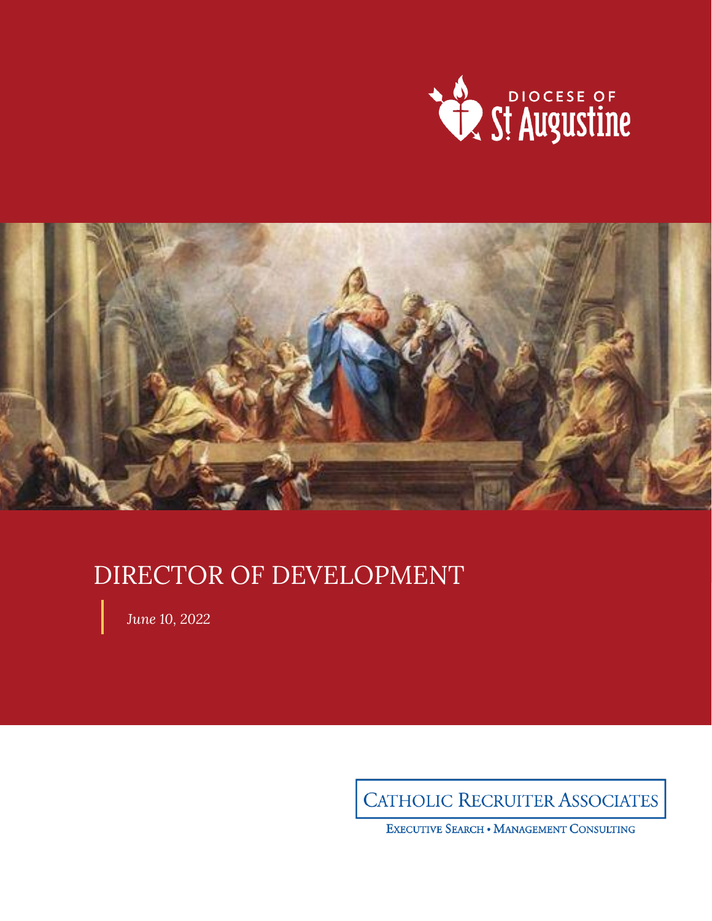DIOCESE OF St Augustine

# DIRECTOR OF DEVELOPMENT

*June 10, 2022*

CATHOLIC RECRUITER ASSOCIATES

EXECUTIVE SEARCH • MANAGEMENT CONSULTING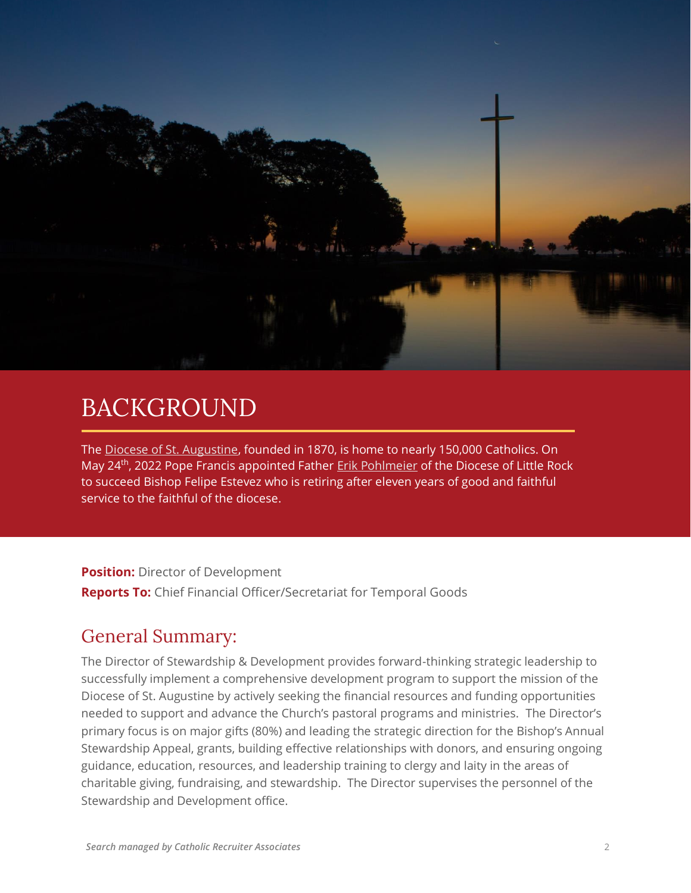# BACKGROUND

The Diocese of St. Augustine, founded in 1870, is home to nearly 150,000 Catholics. On May 24th, 2022 Pope Francis appointed Father Erik Pohlmeier of the Diocese of Little Rock to succeed Bishop Felipe Estevez who is retiring after eleven years of good and faithful service to the faithful of the diocese.

**Position:** Director of Development

**Reports To:** Chief Financial Officer/Secretariat for Temporal Goods

## General Summary:

The Director of Stewardship & Development provides forward-thinking strategic leadership to successfully implement a comprehensive development program to support the mission of the Diocese of St. Augustine by actively seeking the financial resources and funding opportunities needed to support and advance the Church's pastoral programs and ministries. The Director's primary focus is on major gifts (80%) and leading the strategic direction for the Bishop's Annual Stewardship Appeal, grants, building effective relationships with donors, and ensuring ongoing guidance, education, resources, and leadership training to clergy and laity in the areas of charitable giving, fundraising, and stewardship. The Director supervises the personnel of the Stewardship and Development office.

*Search managed by Catholic Recruiter Associates*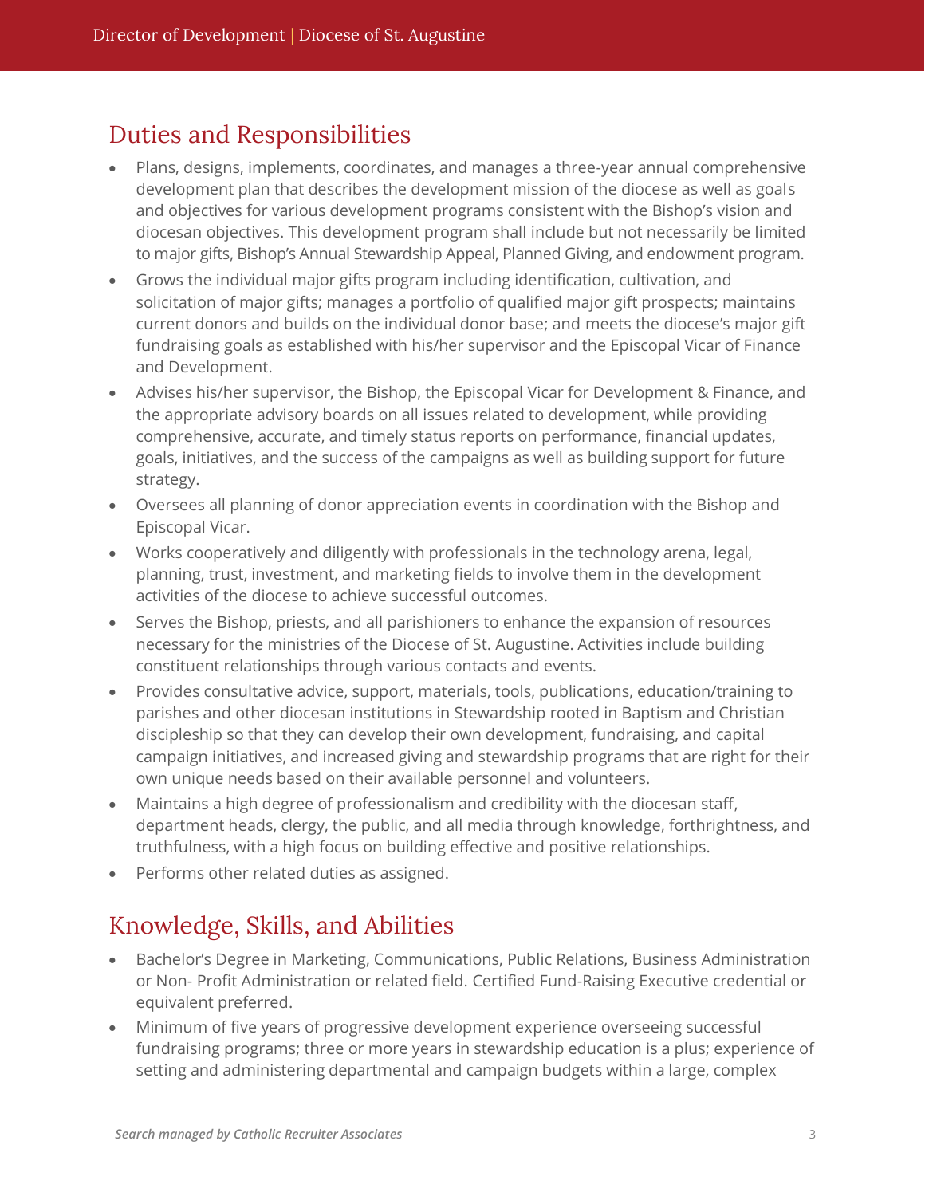## Duties and Responsibilities

- Plans, designs, implements, coordinates, and manages a three-year annual comprehensive development plan that describes the development mission of the diocese as well as goals and objectives for various development programs consistent with the Bishop's vision and diocesan objectives. This development program shall include but not necessarily be limited to major gifts, Bishop's Annual Stewardship Appeal, Planned Giving, and endowment program.
- Grows the individual major gifts program including identification, cultivation, and solicitation of major gifts; manages a portfolio of qualified major gift prospects; maintains current donors and builds on the individual donor base; and meets the diocese's major gift fundraising goals as established with his/her supervisor and the Episcopal Vicar of Finance and Development.
- Advises his/her supervisor, the Bishop, the Episcopal Vicar for Development & Finance, and the appropriate advisory boards on all issues related to development, while providing comprehensive, accurate, and timely status reports on performance, financial updates, goals, initiatives, and the success of the campaigns as well as building support for future strategy.
- Oversees all planning of donor appreciation events in coordination with the Bishop and Episcopal Vicar.
- Works cooperatively and diligently with professionals in the technology arena, legal, planning, trust, investment, and marketing fields to involve them in the development activities of the diocese to achieve successful outcomes.
- Serves the Bishop, priests, and all parishioners to enhance the expansion of resources necessary for the ministries of the Diocese of St. Augustine. Activities include building constituent relationships through various contacts and events.
- Provides consultative advice, support, materials, tools, publications, education/training to parishes and other diocesan institutions in Stewardship rooted in Baptism and Christian discipleship so that they can develop their own development, fundraising, and capital campaign initiatives, and increased giving and stewardship programs that are right for their own unique needs based on their available personnel and volunteers.
- Maintains a high degree of professionalism and credibility with the diocesan staff, department heads, clergy, the public, and all media through knowledge, forthrightness, and truthfulness, with a high focus on building effective and positive relationships.
- Performs other related duties as assigned.

## Knowledge, Skills, and Abilities

- Bachelor's Degree in Marketing, Communications, Public Relations, Business Administration or Non- Profit Administration or related field. Certified Fund-Raising Executive credential or equivalent preferred.
- Minimum of five years of progressive development experience overseeing successful fundraising programs; three or more years in stewardship education is a plus; experience of setting and administering departmental and campaign budgets within a large, complex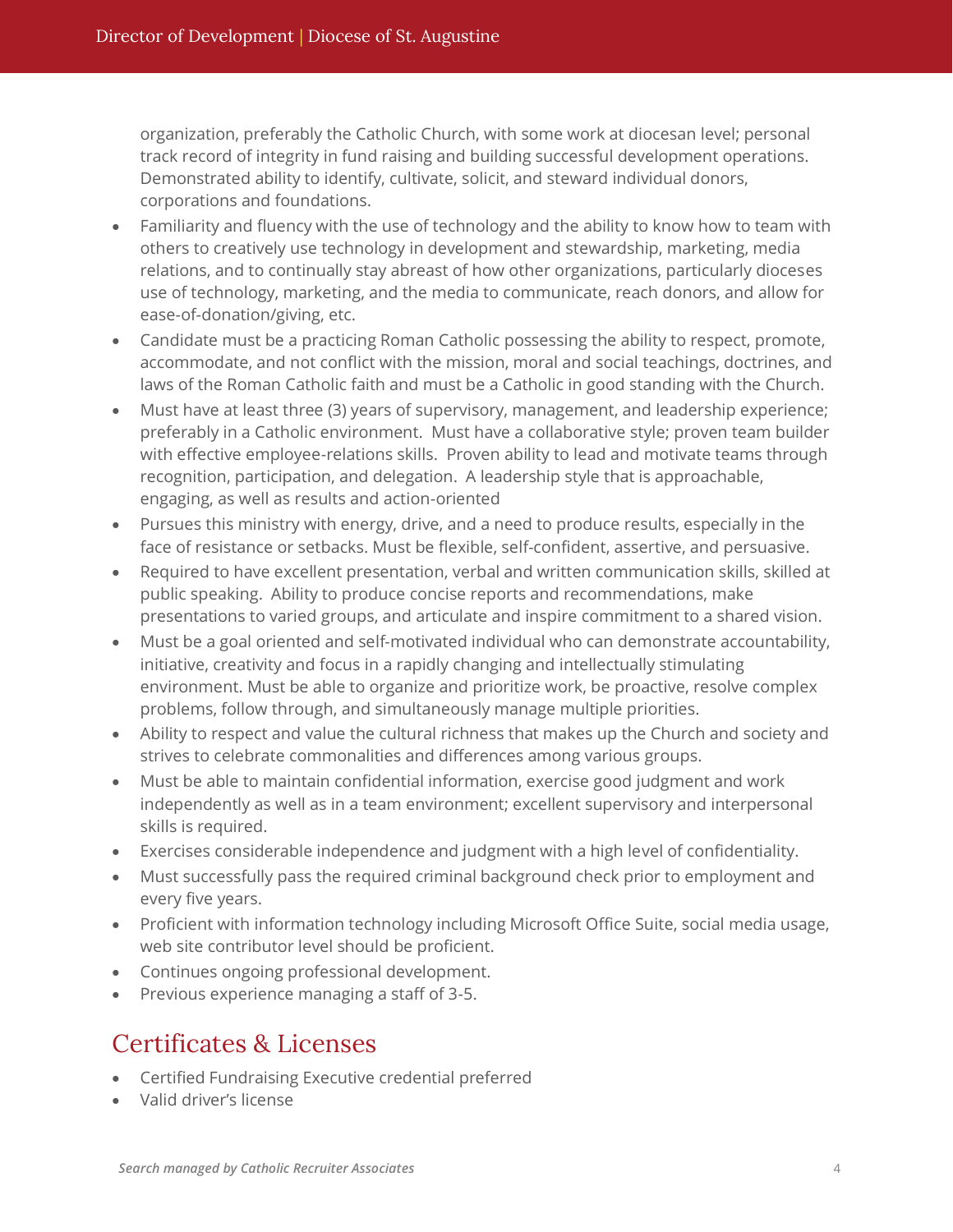organization, preferably the Catholic Church, with some work at diocesan level; personal track record of integrity in fund raising and building successful development operations. Demonstrated ability to identify, cultivate, solicit, and steward individual donors, corporations and foundations.

- Familiarity and fluency with the use of technology and the ability to know how to team with others to creatively use technology in development and stewardship, marketing, media relations, and to continually stay abreast of how other organizations, particularly dioceses use of technology, marketing, and the media to communicate, reach donors, and allow for ease-of-donation/giving, etc.
- Candidate must be a practicing Roman Catholic possessing the ability to respect, promote, accommodate, and not conflict with the mission, moral and social teachings, doctrines, and laws of the Roman Catholic faith and must be a Catholic in good standing with the Church.
- Must have at least three (3) years of supervisory, management, and leadership experience; preferably in a Catholic environment. Must have a collaborative style; proven team builder with effective employee-relations skills. Proven ability to lead and motivate teams through recognition, participation, and delegation. A leadership style that is approachable, engaging, as well as results and action-oriented
- Pursues this ministry with energy, drive, and a need to produce results, especially in the face of resistance or setbacks. Must be flexible, self-confident, assertive, and persuasive.
- Required to have excellent presentation, verbal and written communication skills, skilled at public speaking. Ability to produce concise reports and recommendations, make presentations to varied groups, and articulate and inspire commitment to a shared vision.
- Must be a goal oriented and self-motivated individual who can demonstrate accountability, initiative, creativity and focus in a rapidly changing and intellectually stimulating environment. Must be able to organize and prioritize work, be proactive, resolve complex problems, follow through, and simultaneously manage multiple priorities.
- Ability to respect and value the cultural richness that makes up the Church and society and strives to celebrate commonalities and differences among various groups.
- Must be able to maintain confidential information, exercise good judgment and work independently as well as in a team environment; excellent supervisory and interpersonal skills is required.
- Exercises considerable independence and judgment with a high level of confidentiality.
- Must successfully pass the required criminal background check prior to employment and every five years.
- Proficient with information technology including Microsoft Office Suite, social media usage, web site contributor level should be proficient.
- Continues ongoing professional development.
- Previous experience managing a staff of 3-5.

## Certificates & Licenses

- Certified Fundraising Executive credential preferred
- Valid driver's license

*Search managed by Catholic Recruiter Associates*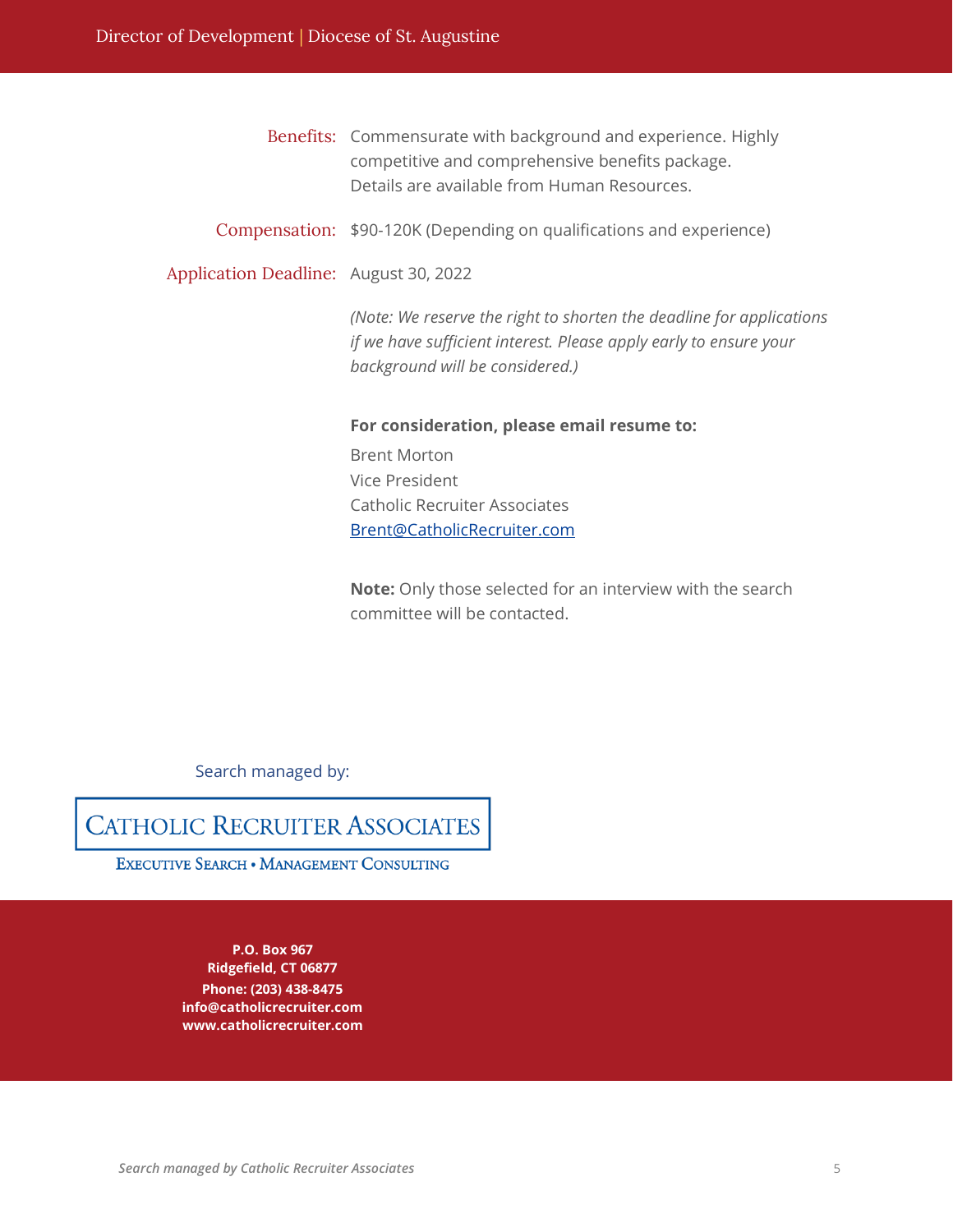**Benefits:** Commensurate with background and experience. Highly competitive and comprehensive benefits package. Details are available from Human Resources.

**Compensation:** $90-120K (Depending on qualifications and experience)

**Application Deadline:** August 30, 2022

*(Note: We reserve the right to shorten the deadline for applications if we have sufficient interest. Please apply early to ensure your background will be considered.)*

**For consideration, please email resume to:**

Brent Morton
Vice President
Catholic Recruiter Associates
Brent@CatholicRecruiter.com

**Note:** Only those selected for an interview with the search committee will be contacted.

Search managed by:

CATHOLIC RECRUITER ASSOCIATES

EXECUTIVE SEARCH • MANAGEMENT CONSULTING

**P.O. Box 967**
**Ridgefield, CT 06877**
**Phone: (203) 438-8475**
**info@catholicrecruiter.com**
**www.catholicrecruiter.com**